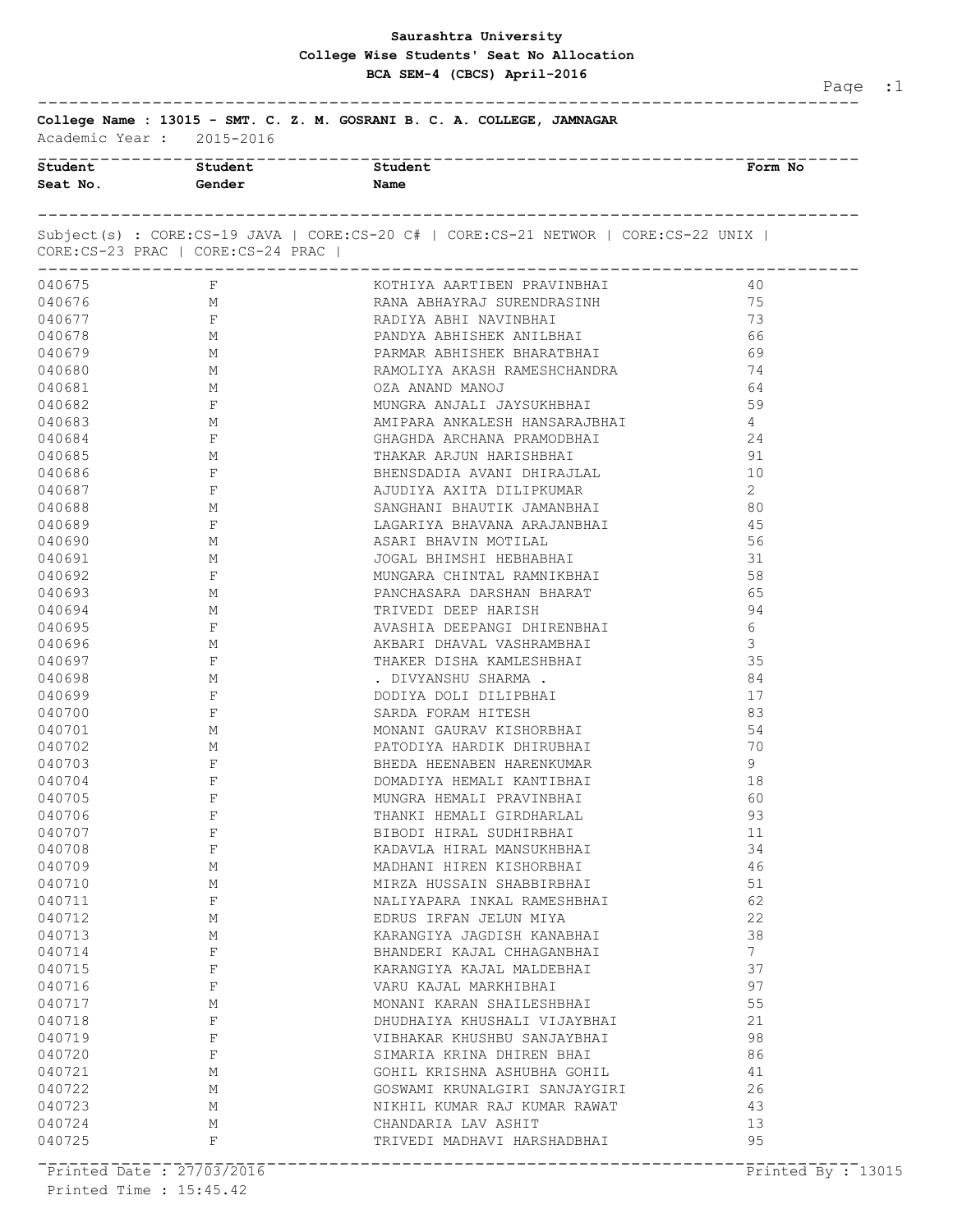# Saurashtra University

## College Wise Students' Seat No Allocation

### BCA SEM-4 (CBCS) April-2016

**College Name : 13015 - SMT. C. Z. M. GOSRANI B. C. A. COLLEGE, JAMNAGAR**

Academic Year : 2015-2016

Subject(s) : CORE:CS-19 JAVA | CORE:CS-20 C# | CORE:CS-21 NETWOR | CORE:CS-22 UNIX | CORE:CS-23 PRAC | CORE:CS-24 PRAC |

| Student Seat No. | Student Gender | Student Name | Form No |
|---|---|---|---|
| 040675 | F | KOTHIYA AARTIBEN PRAVINBHAI | 40 |
| 040676 | M | RANA ABHAYRAJ SURENDRASINH | 75 |
| 040677 | F | RADIYA ABHI NAVINBHAI | 73 |
| 040678 | M | PANDYA ABHISHEK ANILBHAI | 66 |
| 040679 | M | PARMAR ABHISHEK BHARATBHAI | 69 |
| 040680 | M | RAMOLIYA AKASH RAMESHCHANDRA | 74 |
| 040681 | M | OZA ANAND MANOJ | 64 |
| 040682 | F | MUNGRA ANJALI JAYSUKHBHAI | 59 |
| 040683 | M | AMIPARA ANKALESH HANSARAJBHAI | 4 |
| 040684 | F | GHAGHDA ARCHANA PRAMODBHAI | 24 |
| 040685 | M | THAKAR ARJUN HARISHBHAI | 91 |
| 040686 | F | BHENSDADIA AVANI DHIRAJLAL | 10 |
| 040687 | F | AJUDIYA AXITA DILIPKUMAR | 2 |
| 040688 | M | SANGHANI BHAUTIK JAMANBHAI | 80 |
| 040689 | F | LAGARIYA BHAVANA ARAJANBHAI | 45 |
| 040690 | M | ASARI BHAVIN MOTILAL | 56 |
| 040691 | M | JOGAL BHIMSHI HEBHABHAI | 31 |
| 040692 | F | MUNGARA CHINTAL RAMNIKBHAI | 58 |
| 040693 | M | PANCHASARA DARSHAN BHARAT | 65 |
| 040694 | M | TRIVEDI DEEP HARISH | 94 |
| 040695 | F | AVASHIA DEEPANGI DHIRENBHAI | 6 |
| 040696 | M | AKBARI DHAVAL VASHRAMBHAI | 3 |
| 040697 | F | THAKER DISHA KAMLESHBHAI | 35 |
| 040698 | M | . DIVYANSHU SHARMA . | 84 |
| 040699 | F | DODIYA DOLI DILIPBHAI | 17 |
| 040700 | F | SARDA FORAM HITESH | 83 |
| 040701 | M | MONANI GAURAV KISHORBHAI | 54 |
| 040702 | M | PATODIYA HARDIK DHIRUBHAI | 70 |
| 040703 | F | BHEDA HEENABEN HARENKUMAR | 9 |
| 040704 | F | DOMADIYA HEMALI KANTIBHAI | 18 |
| 040705 | F | MUNGRA HEMALI PRAVINBHAI | 60 |
| 040706 | F | THANKI HEMALI GIRDHARLAL | 93 |
| 040707 | F | BIBODI HIRAL SUDHIRBHAI | 11 |
| 040708 | F | KADAVLA HIRAL MANSUKHBHAI | 34 |
| 040709 | M | MADHANI HIREN KISHORBHAI | 46 |
| 040710 | M | MIRZA HUSSAIN SHABBIRBHAI | 51 |
| 040711 | F | NALIYAPARA INKAL RAMESHBHAI | 62 |
| 040712 | M | EDRUS IRFAN JELUN MIYA | 22 |
| 040713 | M | KARANGIYA JAGDISH KANABHAI | 38 |
| 040714 | F | BHANDERI KAJAL CHHAGANBHAI | 7 |
| 040715 | F | KARANGIYA KAJAL MALDEBHAI | 37 |
| 040716 | F | VARU KAJAL MARKHIBHAI | 97 |
| 040717 | M | MONANI KARAN SHAILESHBHAI | 55 |
| 040718 | F | DHUDHAIYA KHUSHALI VIJAYBHAI | 21 |
| 040719 | F | VIBHAKAR KHUSHBU SANJAYBHAI | 98 |
| 040720 | F | SIMARIA KRINA DHIREN BHAI | 86 |
| 040721 | M | GOHIL KRISHNA ASHUBHA GOHIL | 41 |
| 040722 | M | GOSWAMI KRUNALGIRI SANJAYGIRI | 26 |
| 040723 | M | NIKHIL KUMAR RAJ KUMAR RAWAT | 43 |
| 040724 | M | CHANDARIA LAV ASHIT | 13 |
| 040725 | F | TRIVEDI MADHAVI HARSHADBHAI | 95 |

Printed Date : 27/03/2016
Printed Time : 15:45.42
Printed By : 13015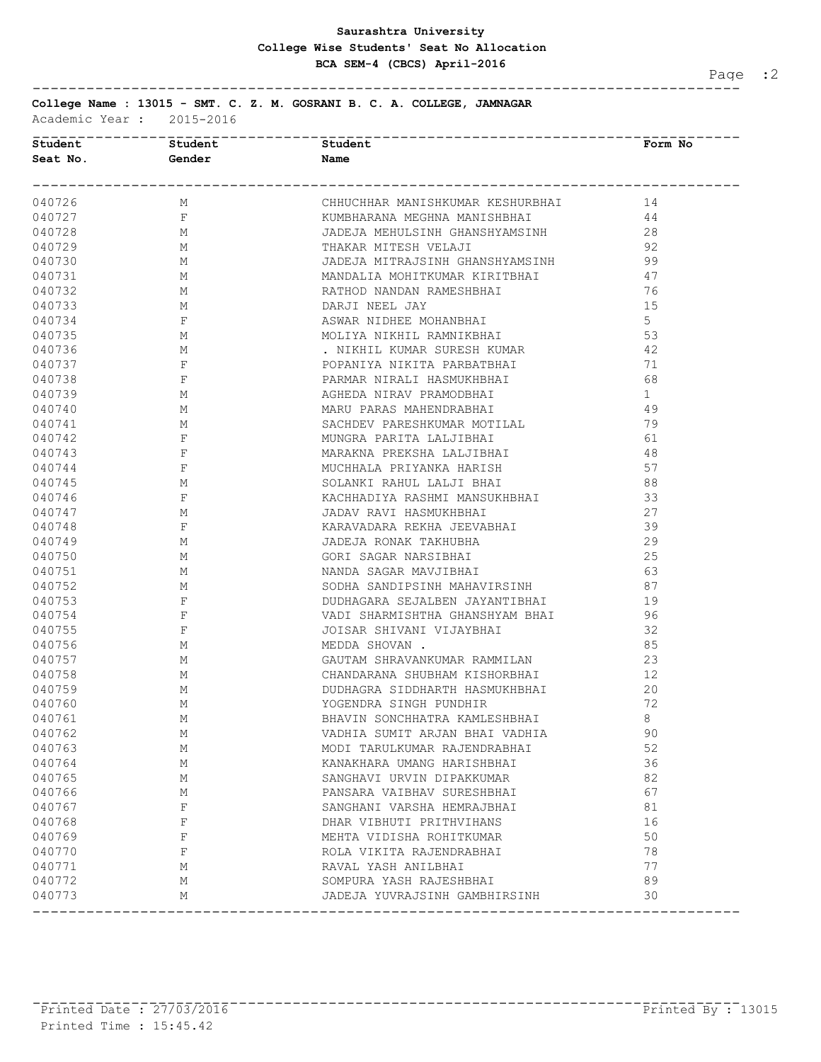**Saurashtra University**
**College Wise Students' Seat No Allocation**
**BCA SEM-4 (CBCS) April-2016**

**College Name : 13015 - SMT. C. Z. M. GOSRANI B. C. A. COLLEGE, JAMNAGAR**

Academic Year : 2015-2016

| Student Seat No. | Student Gender | Student Name | Form No |
|---|---|---|---|
| 040726 | M | CHHUCHHAR MANISHKUMAR KESHURBHAI | 14 |
| 040727 | F | KUMBHARANA MEGHNA MANISHBHAI | 44 |
| 040728 | M | JADEJA MEHULSINH GHANSHYAMSINH | 28 |
| 040729 | M | THAKAR MITESH VELAJI | 92 |
| 040730 | M | JADEJA MITRAJSINH GHANSHYAMSINH | 99 |
| 040731 | M | MANDALIA MOHITKUMAR KIRITBHAI | 47 |
| 040732 | M | RATHOD NANDAN RAMESHBHAI | 76 |
| 040733 | M | DARJI NEEL JAY | 15 |
| 040734 | F | ASWAR NIDHEE MOHANBHAI | 5 |
| 040735 | M | MOLIYA NIKHIL RAMNIKBHAI | 53 |
| 040736 | M | . NIKHIL KUMAR SURESH KUMAR | 42 |
| 040737 | F | POPANIYA NIKITA PARBATBHAI | 71 |
| 040738 | F | PARMAR NIRALI HASMUKHBHAI | 68 |
| 040739 | M | AGHEDA NIRAV PRAMODBHAI | 1 |
| 040740 | M | MARU PARAS MAHENDRABHAI | 49 |
| 040741 | M | SACHDEV PARESHKUMAR MOTILAL | 79 |
| 040742 | F | MUNGRA PARITA LALJIBHAI | 61 |
| 040743 | F | MARAKNA PREKSHA LALJIBHAI | 48 |
| 040744 | F | MUCHHALA PRIYANKA HARISH | 57 |
| 040745 | M | SOLANKI RAHUL LALJI BHAI | 88 |
| 040746 | F | KACHHADIYA RASHMI MANSUKHBHAI | 33 |
| 040747 | M | JADAV RAVI HASMUKHBHAI | 27 |
| 040748 | F | KARAVADARA REKHA JEEVABHAI | 39 |
| 040749 | M | JADEJA RONAK TAKHUBHA | 29 |
| 040750 | M | GORI SAGAR NARSIBHAI | 25 |
| 040751 | M | NANDA SAGAR MAVJIBHAI | 63 |
| 040752 | M | SODHA SANDIPSINH MAHAVIRSINH | 87 |
| 040753 | F | DUDHAGARA SEJALBEN JAYANTIBHAI | 19 |
| 040754 | F | VADI SHARMISHTHA GHANSHYAM BHAI | 96 |
| 040755 | F | JOISAR SHIVANI VIJAYBHAI | 32 |
| 040756 | M | MEDDA SHOVAN . | 85 |
| 040757 | M | GAUTAM SHRAVANKUMAR RAMMILAN | 23 |
| 040758 | M | CHANDARANA SHUBHAM KISHORBHAI | 12 |
| 040759 | M | DUDHAGRA SIDDHARTH HASMUKHBHAI | 20 |
| 040760 | M | YOGENDRA SINGH PUNDHIR | 72 |
| 040761 | M | BHAVIN SONCHHATRA KAMLESHBHAI | 8 |
| 040762 | M | VADHIA SUMIT ARJAN BHAI VADHIA | 90 |
| 040763 | M | MODI TARULKUMAR RAJENDRABHAI | 52 |
| 040764 | M | KANAKHARA UMANG HARISHBHAI | 36 |
| 040765 | M | SANGHAVI URVIN DIPAKKUMAR | 82 |
| 040766 | M | PANSARA VAIBHAV SURESHBHAI | 67 |
| 040767 | F | SANGHANI VARSHA HEMRAJBHAI | 81 |
| 040768 | F | DHAR VIBHUTI PRITHVIHANS | 16 |
| 040769 | F | MEHTA VIDISHA ROHITKUMAR | 50 |
| 040770 | F | ROLA VIKITA RAJENDRABHAI | 78 |
| 040771 | M | RAVAL YASH ANILBHAI | 77 |
| 040772 | M | SOMPURA YASH RAJESHBHAI | 89 |
| 040773 | M | JADEJA YUVRAJSINH GAMBHIRSINH | 30 |

Printed Date : 27/03/2016
Printed Time : 15:45.42
Printed By : 13015